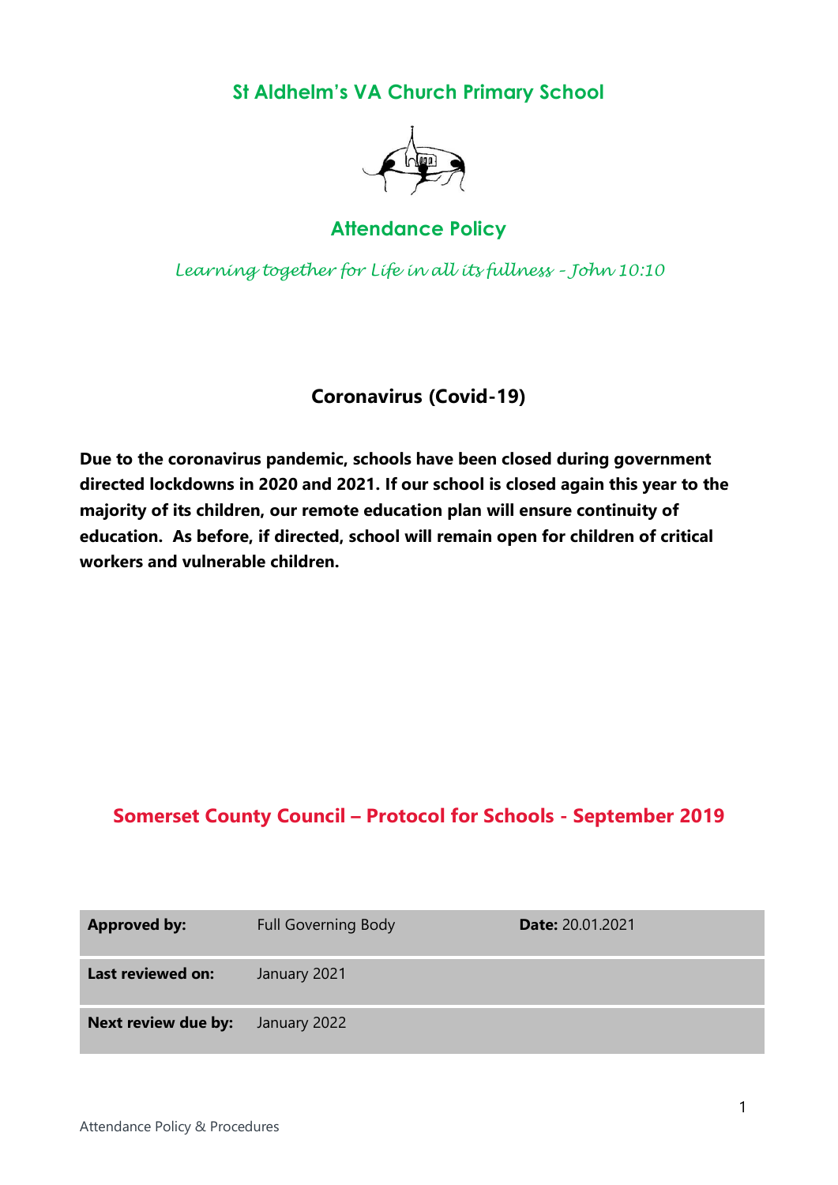# St Aldhelm's VA Church Primary School

## Attendance Policy

*Learning together for Life in all its fullness – John 10:10*

### Coronavirus (Covid-19)

**Due to the coronavirus pandemic, schools have been closed during government directed lockdowns in 2020 and 2021. If our school is closed again this year to the majority of its children, our remote education plan will ensure continuity of education. As before, if directed, school will remain open for children of critical workers and vulnerable children.**

### Somerset County Council – Protocol for Schools - September 2019

| **Approved by:** | Full Governing Body | **Date:** 20.01.2021 |
|---|---|---|
| **Last reviewed on:** | January 2021 | |
| **Next review due by:** | January 2022 | |

Attendance Policy & Procedures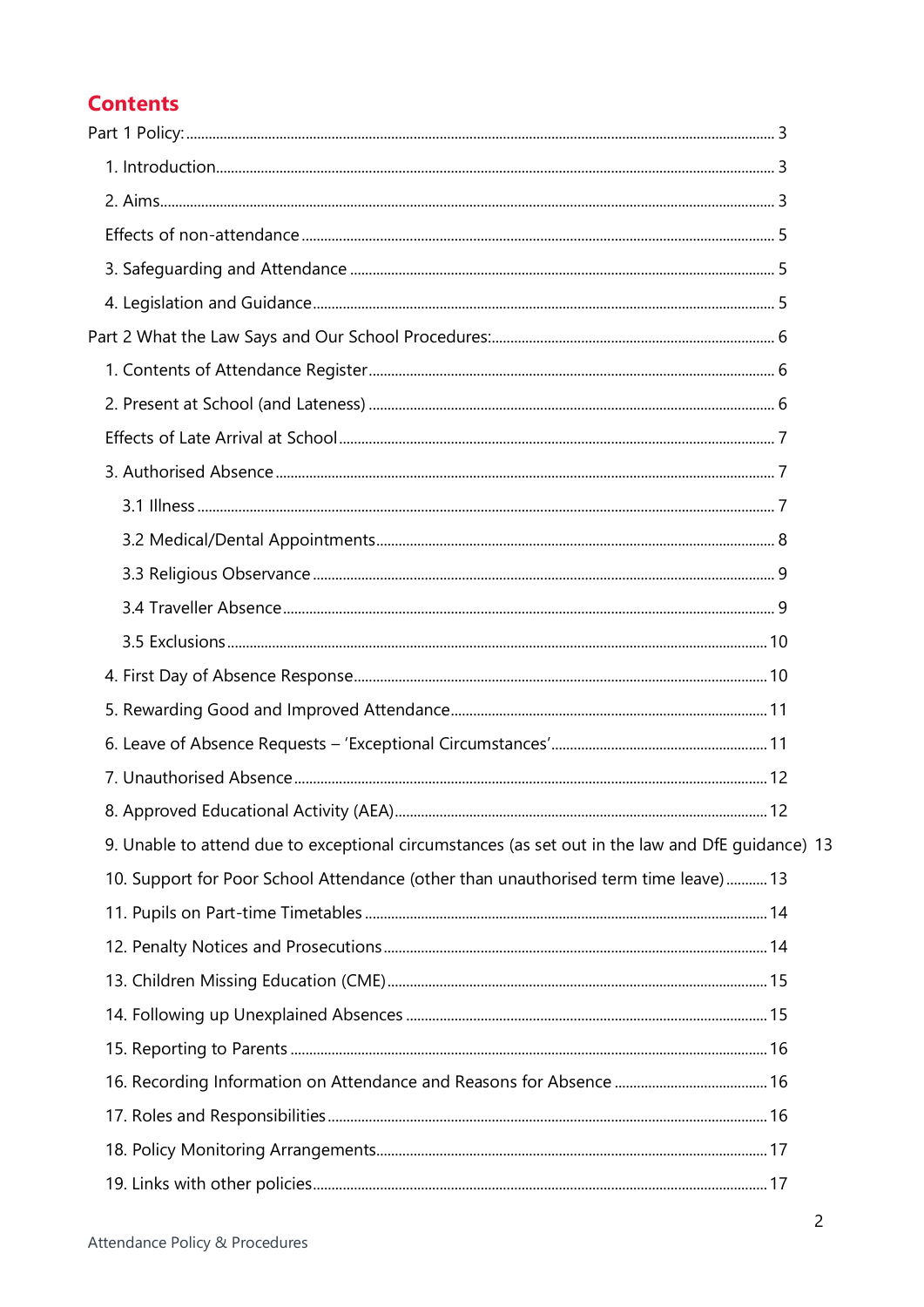## Contents

Part 1 Policy: ........ 3

- 1. Introduction ........ 3
- 2. Aims ........ 3
- Effects of non-attendance ........ 5
- 3. Safeguarding and Attendance ........ 5
- 4. Legislation and Guidance ........ 5

Part 2 What the Law Says and Our School Procedures: ........ 6

- 1. Contents of Attendance Register ........ 6
- 2. Present at School (and Lateness) ........ 6
- Effects of Late Arrival at School ........ 7
- 3. Authorised Absence ........ 7
  - 3.1 Illness ........ 7
  - 3.2 Medical/Dental Appointments ........ 8
  - 3.3 Religious Observance ........ 9
  - 3.4 Traveller Absence ........ 9
  - 3.5 Exclusions ........ 10
- 4. First Day of Absence Response ........ 10
- 5. Rewarding Good and Improved Attendance ........ 11
- 6. Leave of Absence Requests – 'Exceptional Circumstances' ........ 11
- 7. Unauthorised Absence ........ 12
- 8. Approved Educational Activity (AEA) ........ 12
- 9. Unable to attend due to exceptional circumstances (as set out in the law and DfE guidance) 13
- 10. Support for Poor School Attendance (other than unauthorised term time leave) ........ 13
- 11. Pupils on Part-time Timetables ........ 14
- 12. Penalty Notices and Prosecutions ........ 14
- 13. Children Missing Education (CME) ........ 15
- 14. Following up Unexplained Absences ........ 15
- 15. Reporting to Parents ........ 16
- 16. Recording Information on Attendance and Reasons for Absence ........ 16
- 17. Roles and Responsibilities ........ 16
- 18. Policy Monitoring Arrangements ........ 17
- 19. Links with other policies ........ 17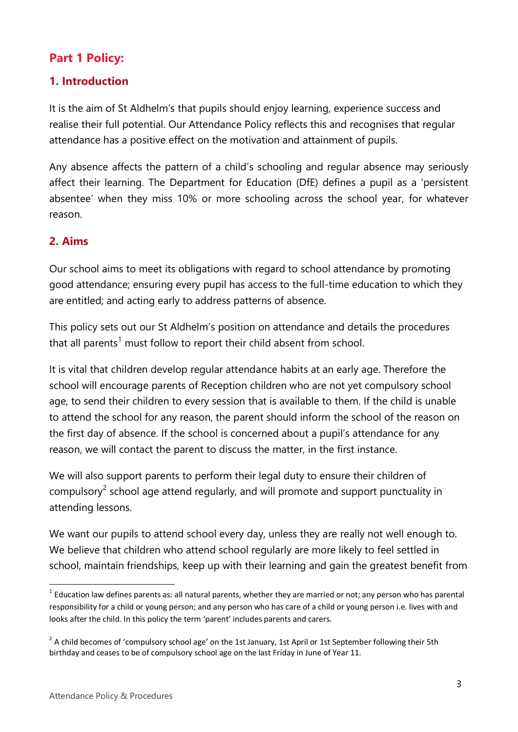## Part 1 Policy:

### 1. Introduction

It is the aim of St Aldhelm's that pupils should enjoy learning, experience success and realise their full potential. Our Attendance Policy reflects this and recognises that regular attendance has a positive effect on the motivation and attainment of pupils.

Any absence affects the pattern of a child's schooling and regular absence may seriously affect their learning. The Department for Education (DfE) defines a pupil as a 'persistent absentee' when they miss 10% or more schooling across the school year, for whatever reason.

### 2. Aims

Our school aims to meet its obligations with regard to school attendance by promoting good attendance; ensuring every pupil has access to the full-time education to which they are entitled; and acting early to address patterns of absence.

This policy sets out our St Aldhelm's position on attendance and details the procedures that all parents[1] must follow to report their child absent from school.

It is vital that children develop regular attendance habits at an early age. Therefore the school will encourage parents of Reception children who are not yet compulsory school age, to send their children to every session that is available to them. If the child is unable to attend the school for any reason, the parent should inform the school of the reason on the first day of absence. If the school is concerned about a pupil's attendance for any reason, we will contact the parent to discuss the matter, in the first instance.

We will also support parents to perform their legal duty to ensure their children of compulsory[2] school age attend regularly, and will promote and support punctuality in attending lessons.

We want our pupils to attend school every day, unless they are really not well enough to. We believe that children who attend school regularly are more likely to feel settled in school, maintain friendships, keep up with their learning and gain the greatest benefit from

---

[1] Education law defines parents as: all natural parents, whether they are married or not; any person who has parental responsibility for a child or young person; and any person who has care of a child or young person i.e. lives with and looks after the child. In this policy the term 'parent' includes parents and carers.

[2] A child becomes of 'compulsory school age' on the 1st January, 1st April or 1st September following their 5th birthday and ceases to be of compulsory school age on the last Friday in June of Year 11.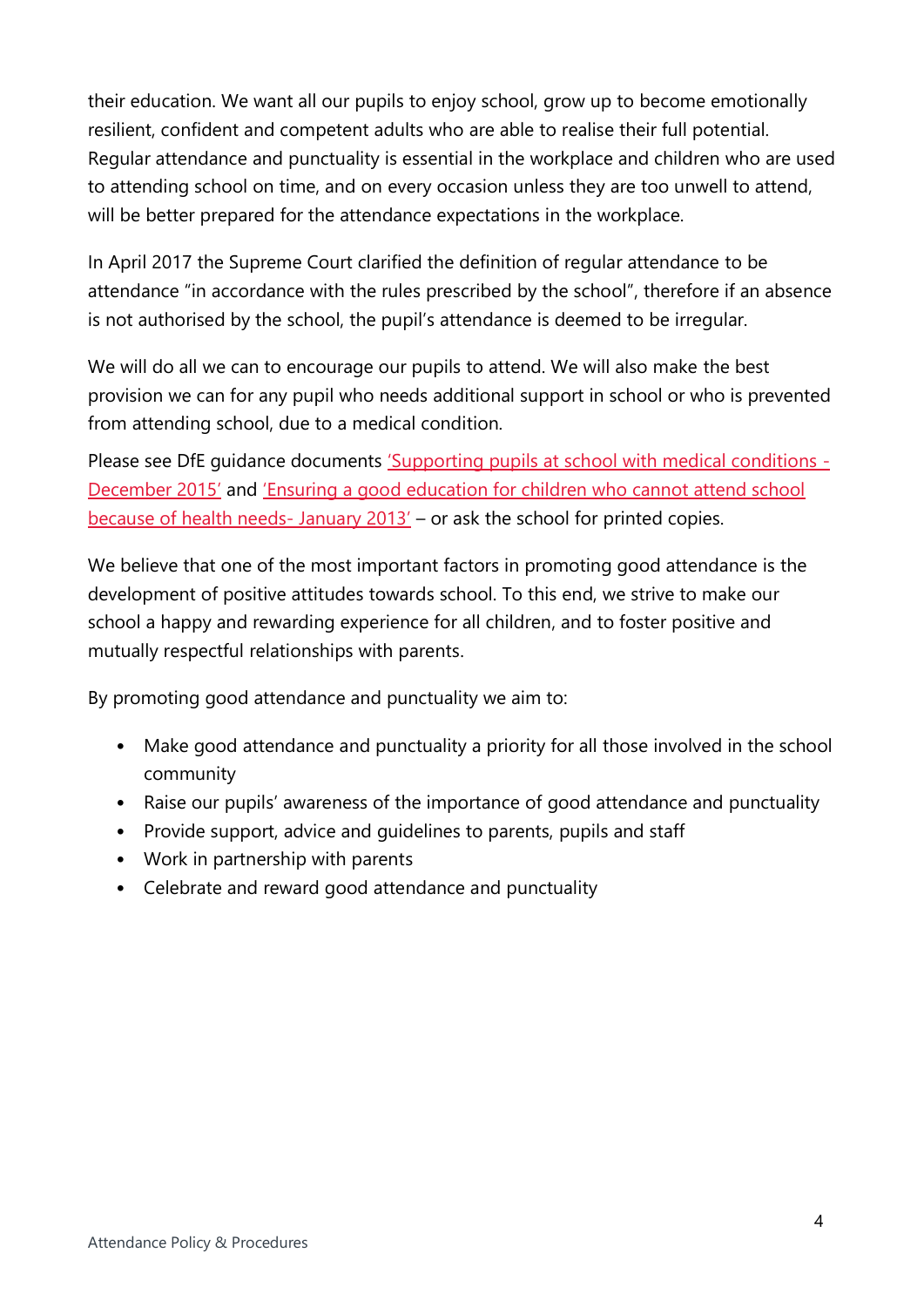their education. We want all our pupils to enjoy school, grow up to become emotionally resilient, confident and competent adults who are able to realise their full potential. Regular attendance and punctuality is essential in the workplace and children who are used to attending school on time, and on every occasion unless they are too unwell to attend, will be better prepared for the attendance expectations in the workplace.

In April 2017 the Supreme Court clarified the definition of regular attendance to be attendance "in accordance with the rules prescribed by the school", therefore if an absence is not authorised by the school, the pupil's attendance is deemed to be irregular.

We will do all we can to encourage our pupils to attend. We will also make the best provision we can for any pupil who needs additional support in school or who is prevented from attending school, due to a medical condition.

Please see DfE guidance documents 'Supporting pupils at school with medical conditions - December 2015' and 'Ensuring a good education for children who cannot attend school because of health needs- January 2013' – or ask the school for printed copies.

We believe that one of the most important factors in promoting good attendance is the development of positive attitudes towards school. To this end, we strive to make our school a happy and rewarding experience for all children, and to foster positive and mutually respectful relationships with parents.

By promoting good attendance and punctuality we aim to:

- Make good attendance and punctuality a priority for all those involved in the school community
- Raise our pupils' awareness of the importance of good attendance and punctuality
- Provide support, advice and guidelines to parents, pupils and staff
- Work in partnership with parents
- Celebrate and reward good attendance and punctuality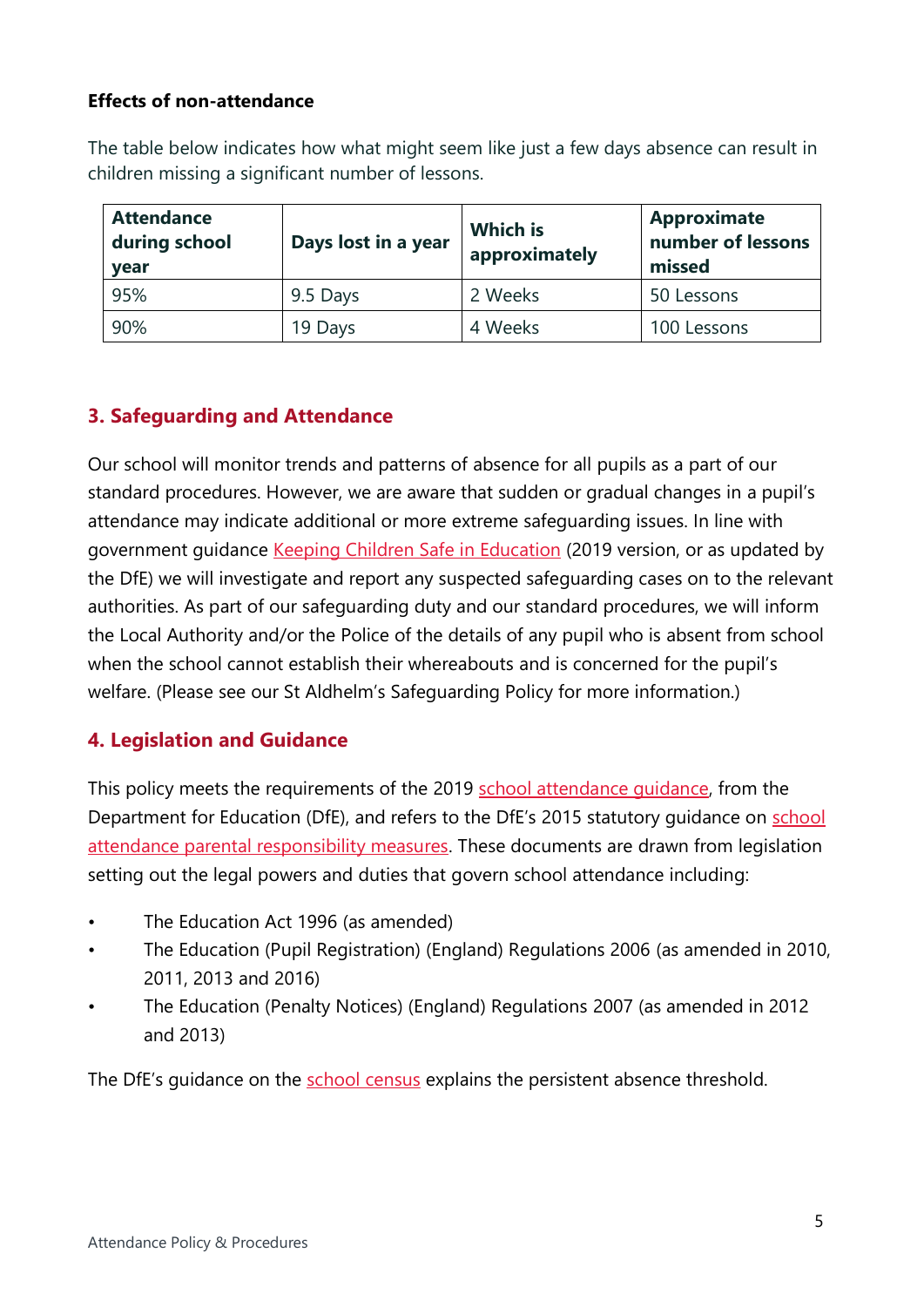**Effects of non-attendance**

The table below indicates how what might seem like just a few days absence can result in children missing a significant number of lessons.

| Attendance during school year | Days lost in a year | Which is approximately | Approximate number of lessons missed |
|---|---|---|---|
| 95% | 9.5 Days | 2 Weeks | 50 Lessons |
| 90% | 19 Days | 4 Weeks | 100 Lessons |

## 3. Safeguarding and Attendance

Our school will monitor trends and patterns of absence for all pupils as a part of our standard procedures. However, we are aware that sudden or gradual changes in a pupil's attendance may indicate additional or more extreme safeguarding issues. In line with government guidance Keeping Children Safe in Education (2019 version, or as updated by the DfE) we will investigate and report any suspected safeguarding cases on to the relevant authorities. As part of our safeguarding duty and our standard procedures, we will inform the Local Authority and/or the Police of the details of any pupil who is absent from school when the school cannot establish their whereabouts and is concerned for the pupil's welfare. (Please see our St Aldhelm's Safeguarding Policy for more information.)

## 4. Legislation and Guidance

This policy meets the requirements of the 2019 school attendance guidance, from the Department for Education (DfE), and refers to the DfE's 2015 statutory guidance on school attendance parental responsibility measures. These documents are drawn from legislation setting out the legal powers and duties that govern school attendance including:

- The Education Act 1996 (as amended)
- The Education (Pupil Registration) (England) Regulations 2006 (as amended in 2010, 2011, 2013 and 2016)
- The Education (Penalty Notices) (England) Regulations 2007 (as amended in 2012 and 2013)

The DfE's guidance on the school census explains the persistent absence threshold.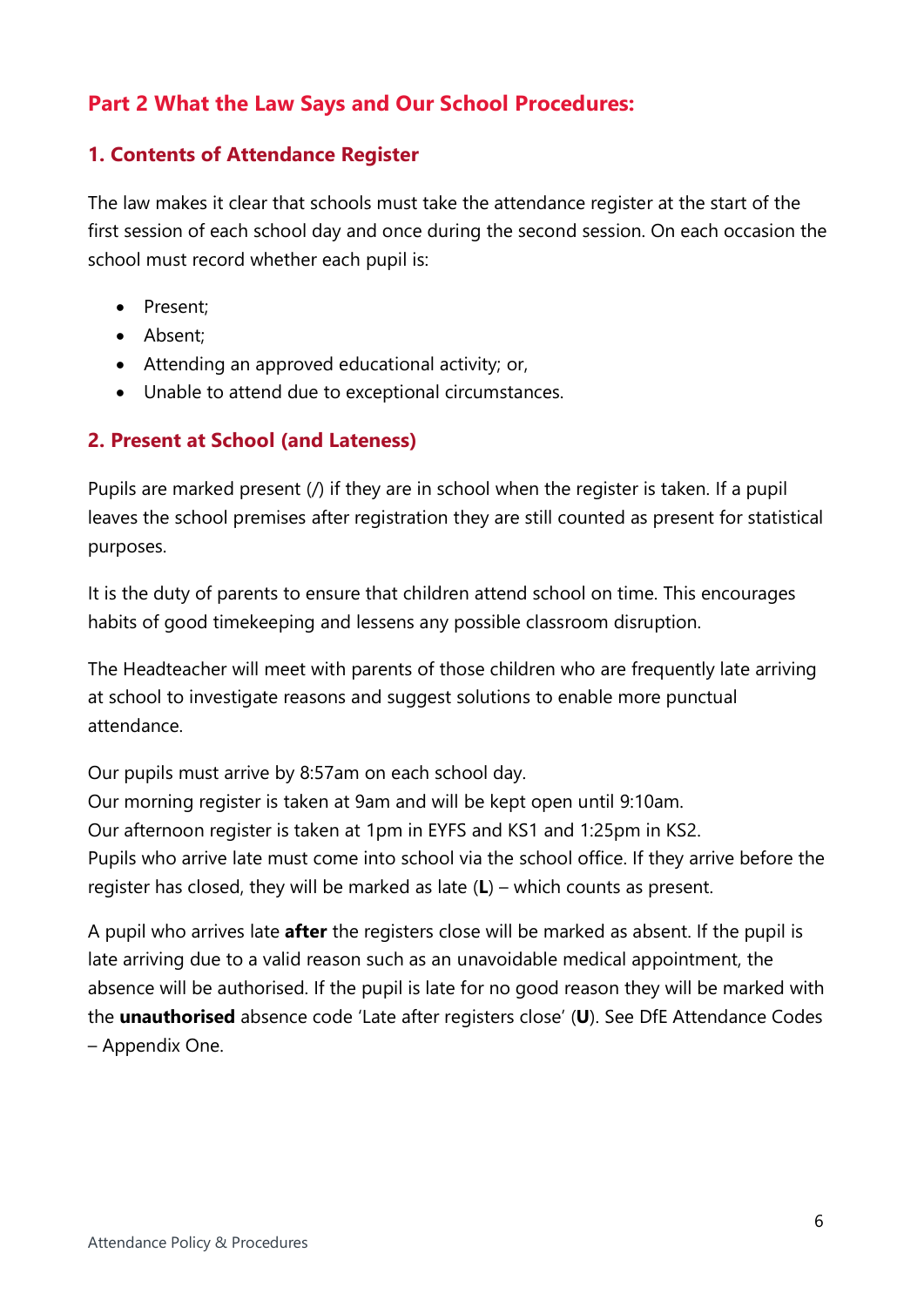## Part 2 What the Law Says and Our School Procedures:

### 1. Contents of Attendance Register

The law makes it clear that schools must take the attendance register at the start of the first session of each school day and once during the second session. On each occasion the school must record whether each pupil is:

- Present;
- Absent;
- Attending an approved educational activity; or,
- Unable to attend due to exceptional circumstances.

### 2. Present at School (and Lateness)

Pupils are marked present (/) if they are in school when the register is taken. If a pupil leaves the school premises after registration they are still counted as present for statistical purposes.

It is the duty of parents to ensure that children attend school on time. This encourages habits of good timekeeping and lessens any possible classroom disruption.

The Headteacher will meet with parents of those children who are frequently late arriving at school to investigate reasons and suggest solutions to enable more punctual attendance.

Our pupils must arrive by 8:57am on each school day.
Our morning register is taken at 9am and will be kept open until 9:10am.
Our afternoon register is taken at 1pm in EYFS and KS1 and 1:25pm in KS2.
Pupils who arrive late must come into school via the school office. If they arrive before the register has closed, they will be marked as late (**L**) – which counts as present.

A pupil who arrives late **after** the registers close will be marked as absent. If the pupil is late arriving due to a valid reason such as an unavoidable medical appointment, the absence will be authorised. If the pupil is late for no good reason they will be marked with the **unauthorised** absence code 'Late after registers close' (**U**). See DfE Attendance Codes – Appendix One.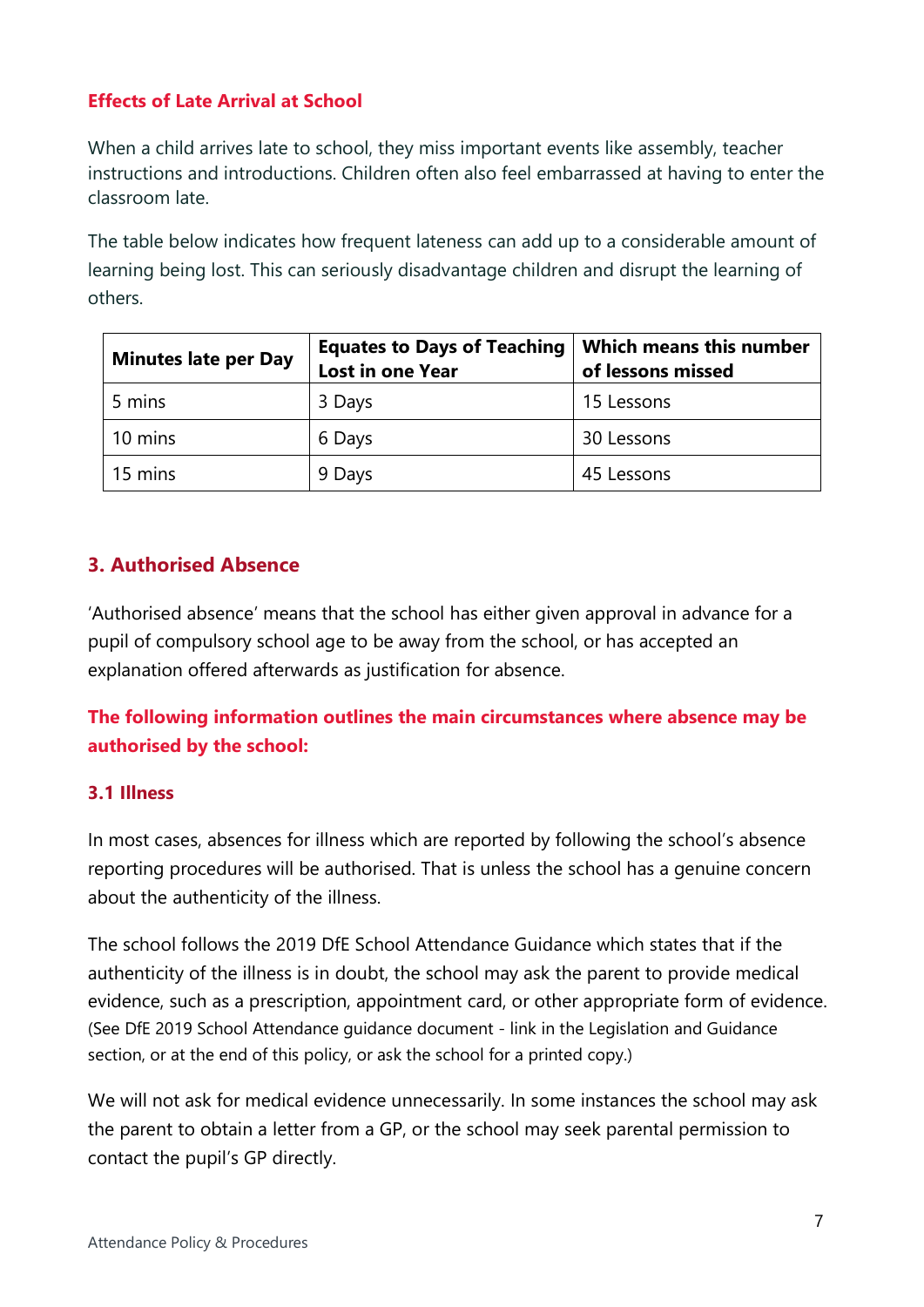### Effects of Late Arrival at School

When a child arrives late to school, they miss important events like assembly, teacher instructions and introductions. Children often also feel embarrassed at having to enter the classroom late.

The table below indicates how frequent lateness can add up to a considerable amount of learning being lost. This can seriously disadvantage children and disrupt the learning of others.

| Minutes late per Day | Equates to Days of Teaching Lost in one Year | Which means this number of lessons missed |
|---|---|---|
| 5 mins | 3 Days | 15 Lessons |
| 10 mins | 6 Days | 30 Lessons |
| 15 mins | 9 Days | 45 Lessons |

## 3. Authorised Absence

'Authorised absence' means that the school has either given approval in advance for a pupil of compulsory school age to be away from the school, or has accepted an explanation offered afterwards as justification for absence.

**The following information outlines the main circumstances where absence may be authorised by the school:**

### 3.1 Illness

In most cases, absences for illness which are reported by following the school's absence reporting procedures will be authorised. That is unless the school has a genuine concern about the authenticity of the illness.

The school follows the 2019 DfE School Attendance Guidance which states that if the authenticity of the illness is in doubt, the school may ask the parent to provide medical evidence, such as a prescription, appointment card, or other appropriate form of evidence. (See DfE 2019 School Attendance guidance document - link in the Legislation and Guidance section, or at the end of this policy, or ask the school for a printed copy.)

We will not ask for medical evidence unnecessarily. In some instances the school may ask the parent to obtain a letter from a GP, or the school may seek parental permission to contact the pupil's GP directly.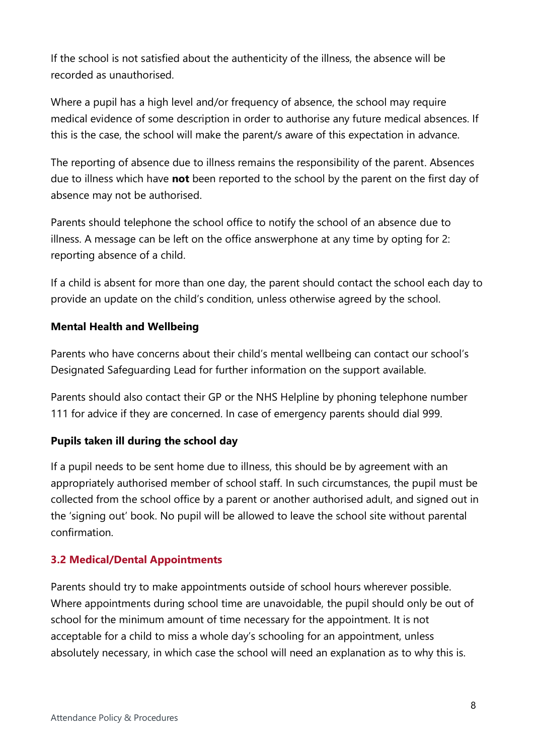If the school is not satisfied about the authenticity of the illness, the absence will be recorded as unauthorised.

Where a pupil has a high level and/or frequency of absence, the school may require medical evidence of some description in order to authorise any future medical absences. If this is the case, the school will make the parent/s aware of this expectation in advance.

The reporting of absence due to illness remains the responsibility of the parent. Absences due to illness which have **not** been reported to the school by the parent on the first day of absence may not be authorised.

Parents should telephone the school office to notify the school of an absence due to illness. A message can be left on the office answerphone at any time by opting for 2: reporting absence of a child.

If a child is absent for more than one day, the parent should contact the school each day to provide an update on the child's condition, unless otherwise agreed by the school.

**Mental Health and Wellbeing**

Parents who have concerns about their child's mental wellbeing can contact our school's Designated Safeguarding Lead for further information on the support available.

Parents should also contact their GP or the NHS Helpline by phoning telephone number 111 for advice if they are concerned. In case of emergency parents should dial 999.

**Pupils taken ill during the school day**

If a pupil needs to be sent home due to illness, this should be by agreement with an appropriately authorised member of school staff. In such circumstances, the pupil must be collected from the school office by a parent or another authorised adult, and signed out in the 'signing out' book. No pupil will be allowed to leave the school site without parental confirmation.

### 3.2 Medical/Dental Appointments

Parents should try to make appointments outside of school hours wherever possible. Where appointments during school time are unavoidable, the pupil should only be out of school for the minimum amount of time necessary for the appointment. It is not acceptable for a child to miss a whole day's schooling for an appointment, unless absolutely necessary, in which case the school will need an explanation as to why this is.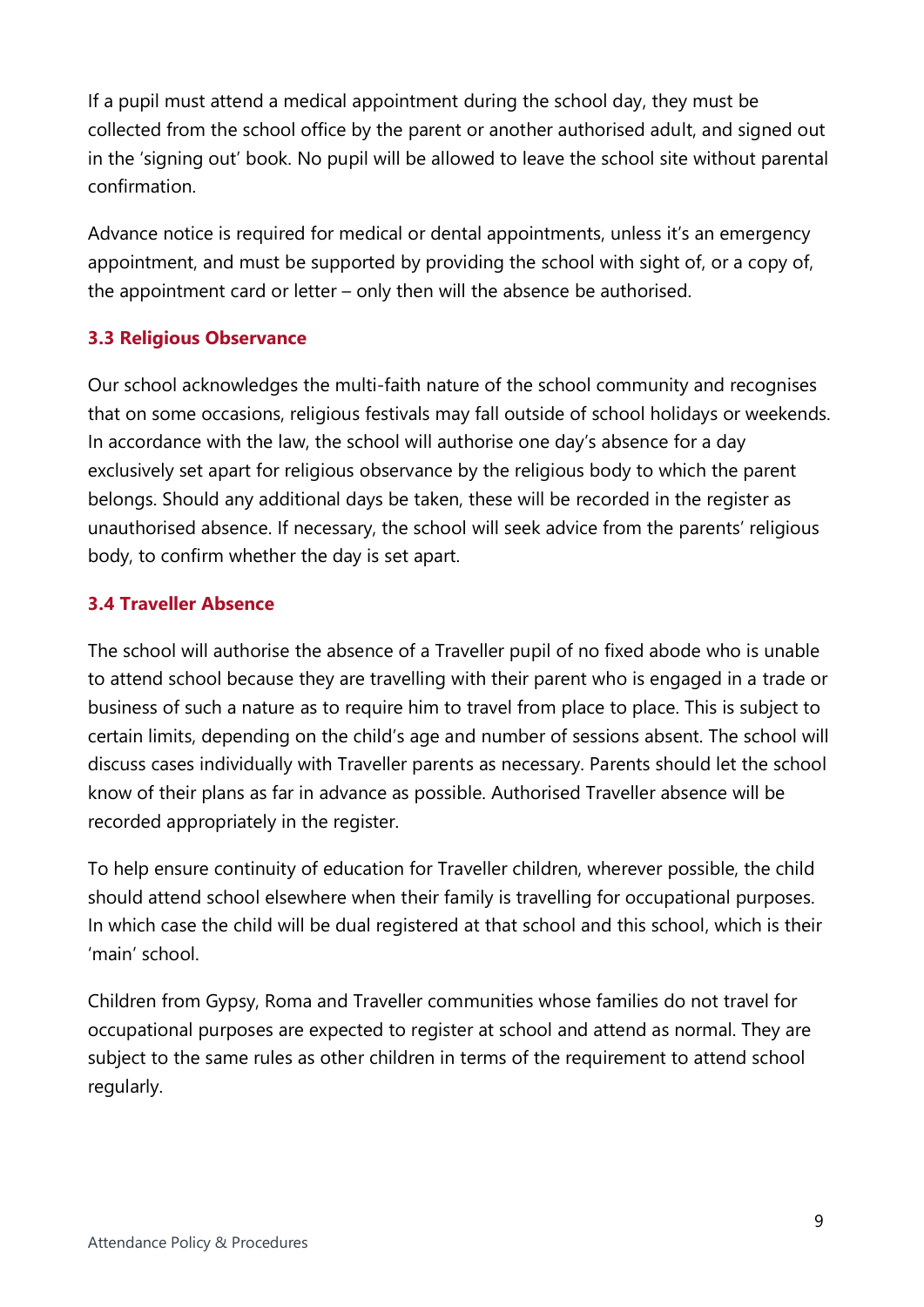If a pupil must attend a medical appointment during the school day, they must be collected from the school office by the parent or another authorised adult, and signed out in the 'signing out' book. No pupil will be allowed to leave the school site without parental confirmation.

Advance notice is required for medical or dental appointments, unless it's an emergency appointment, and must be supported by providing the school with sight of, or a copy of, the appointment card or letter – only then will the absence be authorised.

### 3.3 Religious Observance

Our school acknowledges the multi-faith nature of the school community and recognises that on some occasions, religious festivals may fall outside of school holidays or weekends. In accordance with the law, the school will authorise one day's absence for a day exclusively set apart for religious observance by the religious body to which the parent belongs. Should any additional days be taken, these will be recorded in the register as unauthorised absence. If necessary, the school will seek advice from the parents' religious body, to confirm whether the day is set apart.

### 3.4 Traveller Absence

The school will authorise the absence of a Traveller pupil of no fixed abode who is unable to attend school because they are travelling with their parent who is engaged in a trade or business of such a nature as to require him to travel from place to place. This is subject to certain limits, depending on the child's age and number of sessions absent. The school will discuss cases individually with Traveller parents as necessary. Parents should let the school know of their plans as far in advance as possible. Authorised Traveller absence will be recorded appropriately in the register.

To help ensure continuity of education for Traveller children, wherever possible, the child should attend school elsewhere when their family is travelling for occupational purposes. In which case the child will be dual registered at that school and this school, which is their 'main' school.

Children from Gypsy, Roma and Traveller communities whose families do not travel for occupational purposes are expected to register at school and attend as normal. They are subject to the same rules as other children in terms of the requirement to attend school regularly.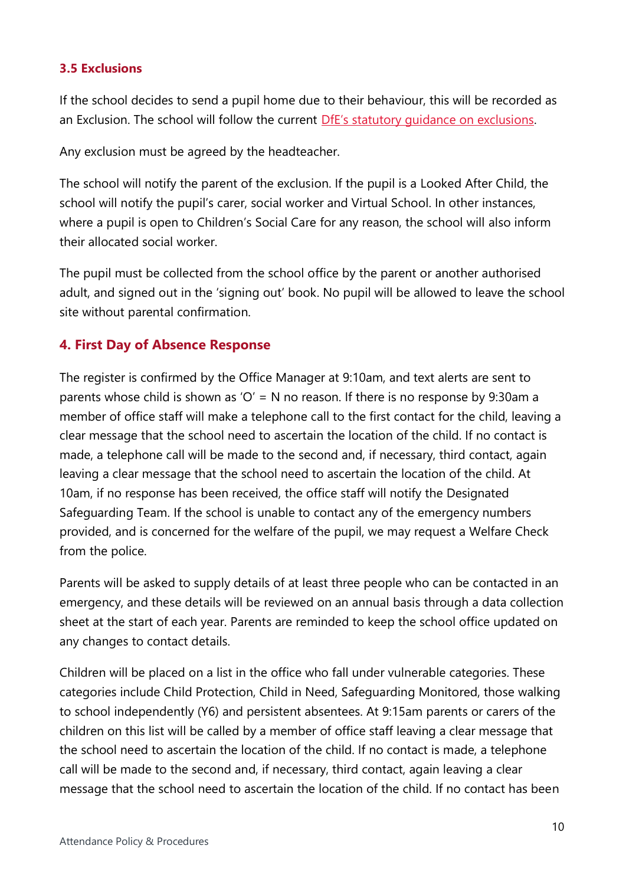### 3.5 Exclusions

If the school decides to send a pupil home due to their behaviour, this will be recorded as an Exclusion. The school will follow the current [DfE's statutory guidance on exclusions](#).

Any exclusion must be agreed by the headteacher.

The school will notify the parent of the exclusion. If the pupil is a Looked After Child, the school will notify the pupil's carer, social worker and Virtual School. In other instances, where a pupil is open to Children's Social Care for any reason, the school will also inform their allocated social worker.

The pupil must be collected from the school office by the parent or another authorised adult, and signed out in the 'signing out' book. No pupil will be allowed to leave the school site without parental confirmation.

## 4. First Day of Absence Response

The register is confirmed by the Office Manager at 9:10am, and text alerts are sent to parents whose child is shown as 'O' = N no reason. If there is no response by 9:30am a member of office staff will make a telephone call to the first contact for the child, leaving a clear message that the school need to ascertain the location of the child. If no contact is made, a telephone call will be made to the second and, if necessary, third contact, again leaving a clear message that the school need to ascertain the location of the child. At 10am, if no response has been received, the office staff will notify the Designated Safeguarding Team. If the school is unable to contact any of the emergency numbers provided, and is concerned for the welfare of the pupil, we may request a Welfare Check from the police.

Parents will be asked to supply details of at least three people who can be contacted in an emergency, and these details will be reviewed on an annual basis through a data collection sheet at the start of each year. Parents are reminded to keep the school office updated on any changes to contact details.

Children will be placed on a list in the office who fall under vulnerable categories. These categories include Child Protection, Child in Need, Safeguarding Monitored, those walking to school independently (Y6) and persistent absentees. At 9:15am parents or carers of the children on this list will be called by a member of office staff leaving a clear message that the school need to ascertain the location of the child. If no contact is made, a telephone call will be made to the second and, if necessary, third contact, again leaving a clear message that the school need to ascertain the location of the child. If no contact has been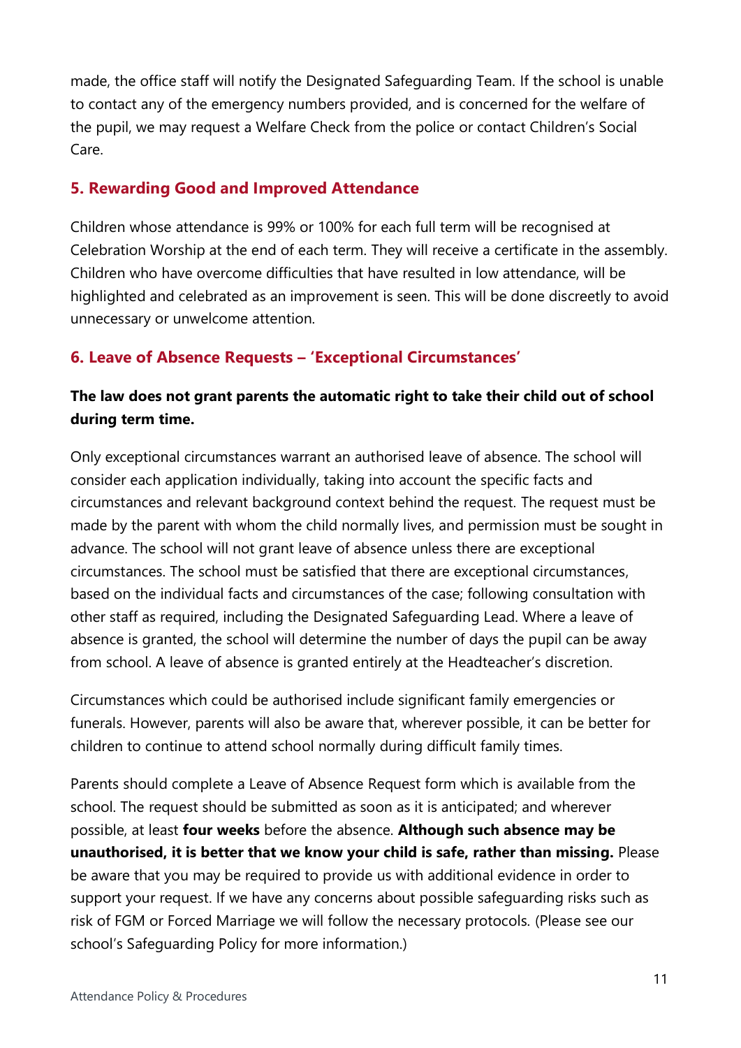made, the office staff will notify the Designated Safeguarding Team. If the school is unable to contact any of the emergency numbers provided, and is concerned for the welfare of the pupil, we may request a Welfare Check from the police or contact Children's Social Care.

## 5. Rewarding Good and Improved Attendance

Children whose attendance is 99% or 100% for each full term will be recognised at Celebration Worship at the end of each term. They will receive a certificate in the assembly. Children who have overcome difficulties that have resulted in low attendance, will be highlighted and celebrated as an improvement is seen. This will be done discreetly to avoid unnecessary or unwelcome attention.

## 6. Leave of Absence Requests – 'Exceptional Circumstances'

**The law does not grant parents the automatic right to take their child out of school during term time.**

Only exceptional circumstances warrant an authorised leave of absence. The school will consider each application individually, taking into account the specific facts and circumstances and relevant background context behind the request. The request must be made by the parent with whom the child normally lives, and permission must be sought in advance. The school will not grant leave of absence unless there are exceptional circumstances. The school must be satisfied that there are exceptional circumstances, based on the individual facts and circumstances of the case; following consultation with other staff as required, including the Designated Safeguarding Lead. Where a leave of absence is granted, the school will determine the number of days the pupil can be away from school. A leave of absence is granted entirely at the Headteacher's discretion.

Circumstances which could be authorised include significant family emergencies or funerals. However, parents will also be aware that, wherever possible, it can be better for children to continue to attend school normally during difficult family times.

Parents should complete a Leave of Absence Request form which is available from the school. The request should be submitted as soon as it is anticipated; and wherever possible, at least **four weeks** before the absence. **Although such absence may be unauthorised, it is better that we know your child is safe, rather than missing.** Please be aware that you may be required to provide us with additional evidence in order to support your request. If we have any concerns about possible safeguarding risks such as risk of FGM or Forced Marriage we will follow the necessary protocols. (Please see our school's Safeguarding Policy for more information.)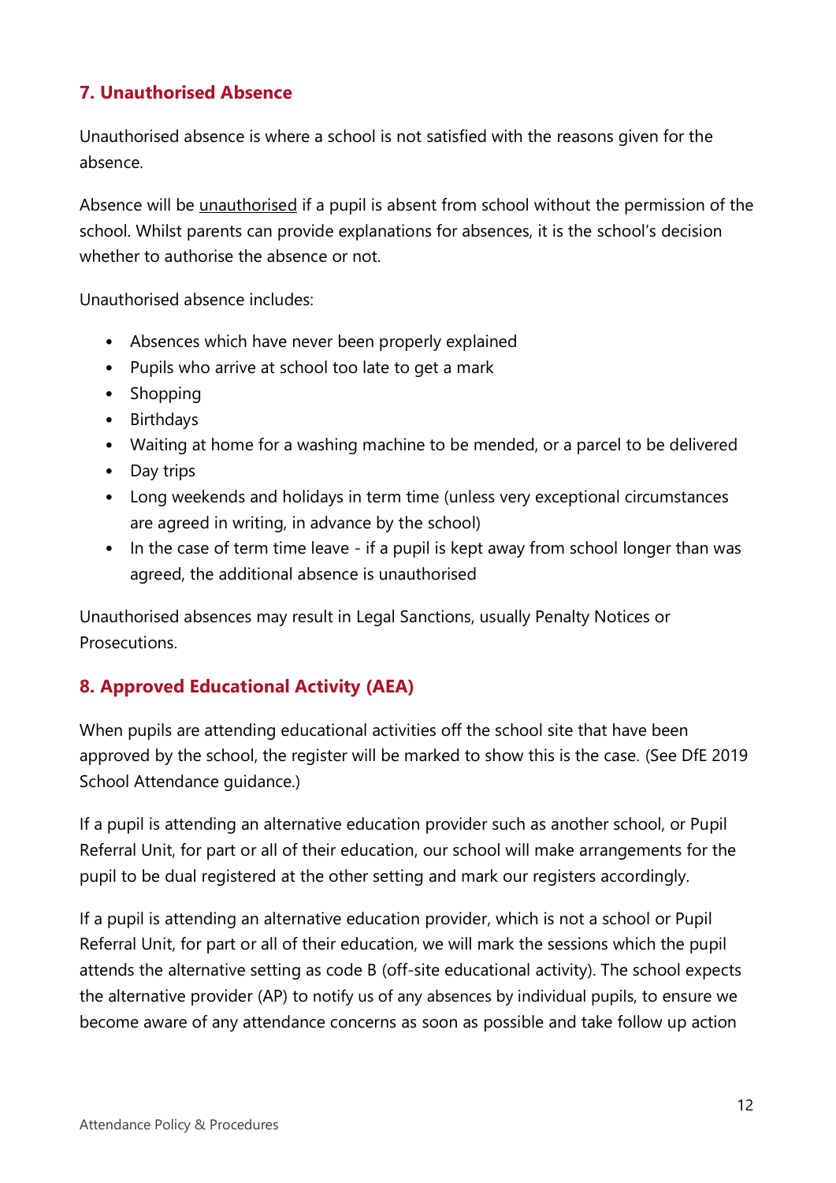## 7. Unauthorised Absence

Unauthorised absence is where a school is not satisfied with the reasons given for the absence.

Absence will be <u>unauthorised</u> if a pupil is absent from school without the permission of the school. Whilst parents can provide explanations for absences, it is the school's decision whether to authorise the absence or not.

Unauthorised absence includes:

- Absences which have never been properly explained
- Pupils who arrive at school too late to get a mark
- Shopping
- Birthdays
- Waiting at home for a washing machine to be mended, or a parcel to be delivered
- Day trips
- Long weekends and holidays in term time (unless very exceptional circumstances are agreed in writing, in advance by the school)
- In the case of term time leave - if a pupil is kept away from school longer than was agreed, the additional absence is unauthorised

Unauthorised absences may result in Legal Sanctions, usually Penalty Notices or Prosecutions.

## 8. Approved Educational Activity (AEA)

When pupils are attending educational activities off the school site that have been approved by the school, the register will be marked to show this is the case. (See DfE 2019 School Attendance guidance.)

If a pupil is attending an alternative education provider such as another school, or Pupil Referral Unit, for part or all of their education, our school will make arrangements for the pupil to be dual registered at the other setting and mark our registers accordingly.

If a pupil is attending an alternative education provider, which is not a school or Pupil Referral Unit, for part or all of their education, we will mark the sessions which the pupil attends the alternative setting as code B (off-site educational activity). The school expects the alternative provider (AP) to notify us of any absences by individual pupils, to ensure we become aware of any attendance concerns as soon as possible and take follow up action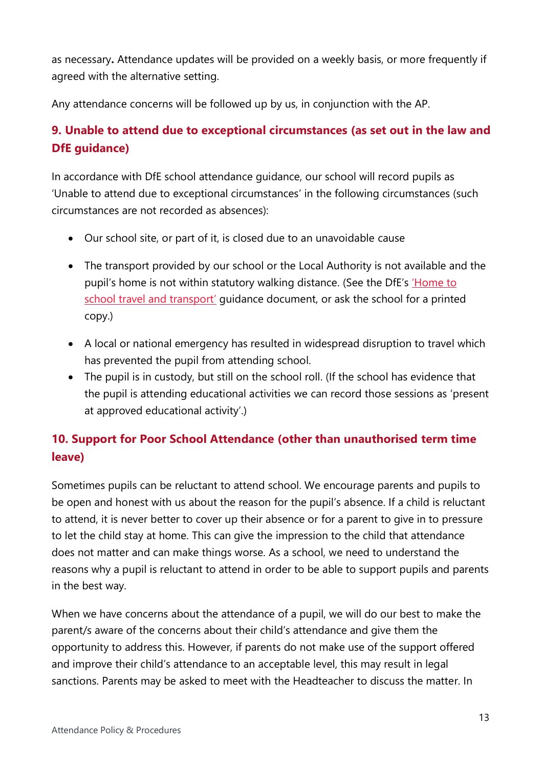as necessary**.** Attendance updates will be provided on a weekly basis, or more frequently if agreed with the alternative setting.

Any attendance concerns will be followed up by us, in conjunction with the AP.

## 9. Unable to attend due to exceptional circumstances (as set out in the law and DfE guidance)

In accordance with DfE school attendance guidance, our school will record pupils as 'Unable to attend due to exceptional circumstances' in the following circumstances (such circumstances are not recorded as absences):

- Our school site, or part of it, is closed due to an unavoidable cause
- The transport provided by our school or the Local Authority is not available and the pupil's home is not within statutory walking distance. (See the DfE's 'Home to school travel and transport' guidance document, or ask the school for a printed copy.)
- A local or national emergency has resulted in widespread disruption to travel which has prevented the pupil from attending school.
- The pupil is in custody, but still on the school roll. (If the school has evidence that the pupil is attending educational activities we can record those sessions as 'present at approved educational activity'.)

## 10. Support for Poor School Attendance (other than unauthorised term time leave)

Sometimes pupils can be reluctant to attend school. We encourage parents and pupils to be open and honest with us about the reason for the pupil's absence. If a child is reluctant to attend, it is never better to cover up their absence or for a parent to give in to pressure to let the child stay at home. This can give the impression to the child that attendance does not matter and can make things worse. As a school, we need to understand the reasons why a pupil is reluctant to attend in order to be able to support pupils and parents in the best way.

When we have concerns about the attendance of a pupil, we will do our best to make the parent/s aware of the concerns about their child's attendance and give them the opportunity to address this. However, if parents do not make use of the support offered and improve their child's attendance to an acceptable level, this may result in legal sanctions. Parents may be asked to meet with the Headteacher to discuss the matter. In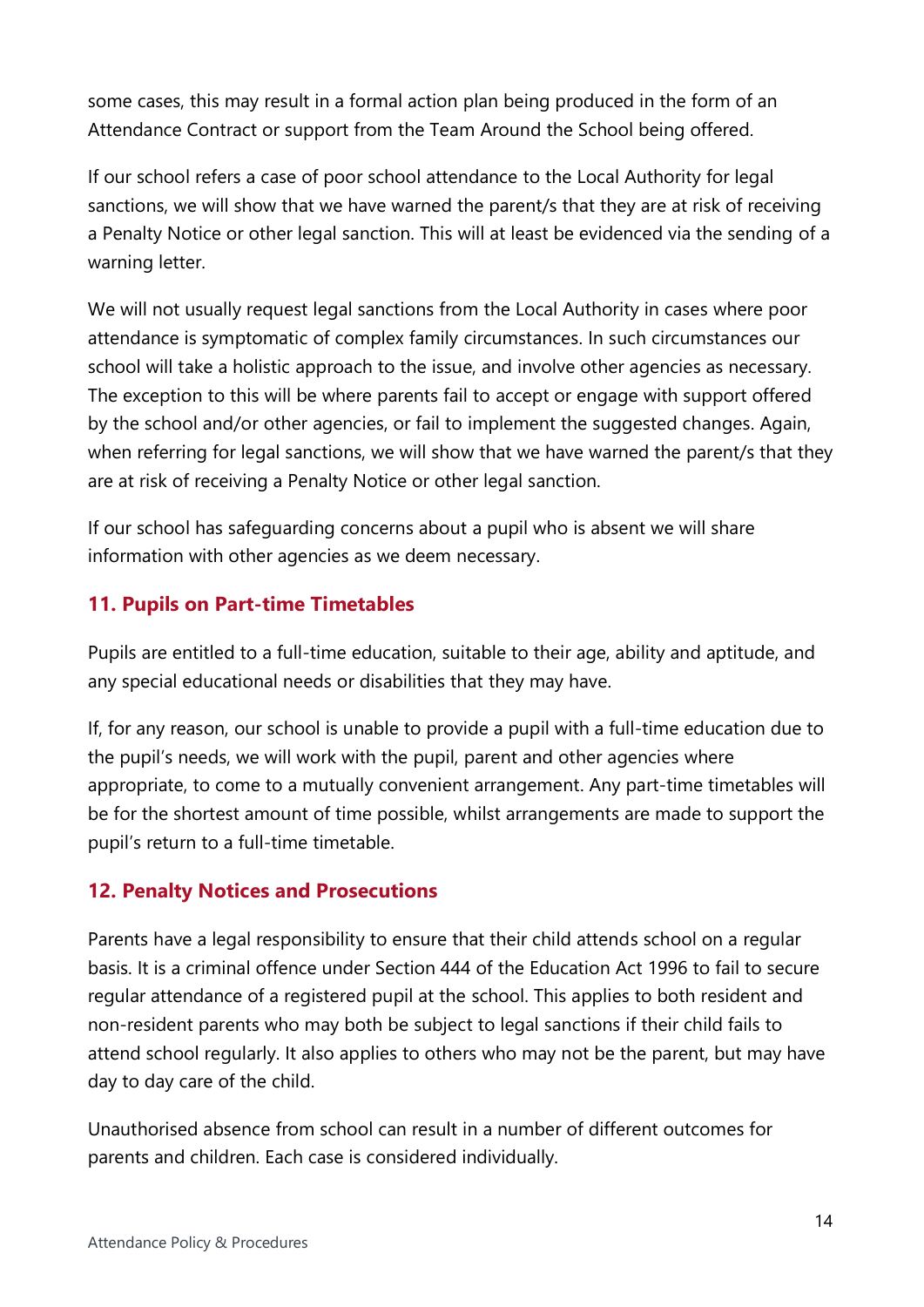some cases, this may result in a formal action plan being produced in the form of an Attendance Contract or support from the Team Around the School being offered.

If our school refers a case of poor school attendance to the Local Authority for legal sanctions, we will show that we have warned the parent/s that they are at risk of receiving a Penalty Notice or other legal sanction. This will at least be evidenced via the sending of a warning letter.

We will not usually request legal sanctions from the Local Authority in cases where poor attendance is symptomatic of complex family circumstances. In such circumstances our school will take a holistic approach to the issue, and involve other agencies as necessary. The exception to this will be where parents fail to accept or engage with support offered by the school and/or other agencies, or fail to implement the suggested changes. Again, when referring for legal sanctions, we will show that we have warned the parent/s that they are at risk of receiving a Penalty Notice or other legal sanction.

If our school has safeguarding concerns about a pupil who is absent we will share information with other agencies as we deem necessary.

## 11. Pupils on Part-time Timetables

Pupils are entitled to a full-time education, suitable to their age, ability and aptitude, and any special educational needs or disabilities that they may have.

If, for any reason, our school is unable to provide a pupil with a full-time education due to the pupil's needs, we will work with the pupil, parent and other agencies where appropriate, to come to a mutually convenient arrangement. Any part-time timetables will be for the shortest amount of time possible, whilst arrangements are made to support the pupil's return to a full-time timetable.

## 12. Penalty Notices and Prosecutions

Parents have a legal responsibility to ensure that their child attends school on a regular basis. It is a criminal offence under Section 444 of the Education Act 1996 to fail to secure regular attendance of a registered pupil at the school. This applies to both resident and non-resident parents who may both be subject to legal sanctions if their child fails to attend school regularly. It also applies to others who may not be the parent, but may have day to day care of the child.

Unauthorised absence from school can result in a number of different outcomes for parents and children. Each case is considered individually.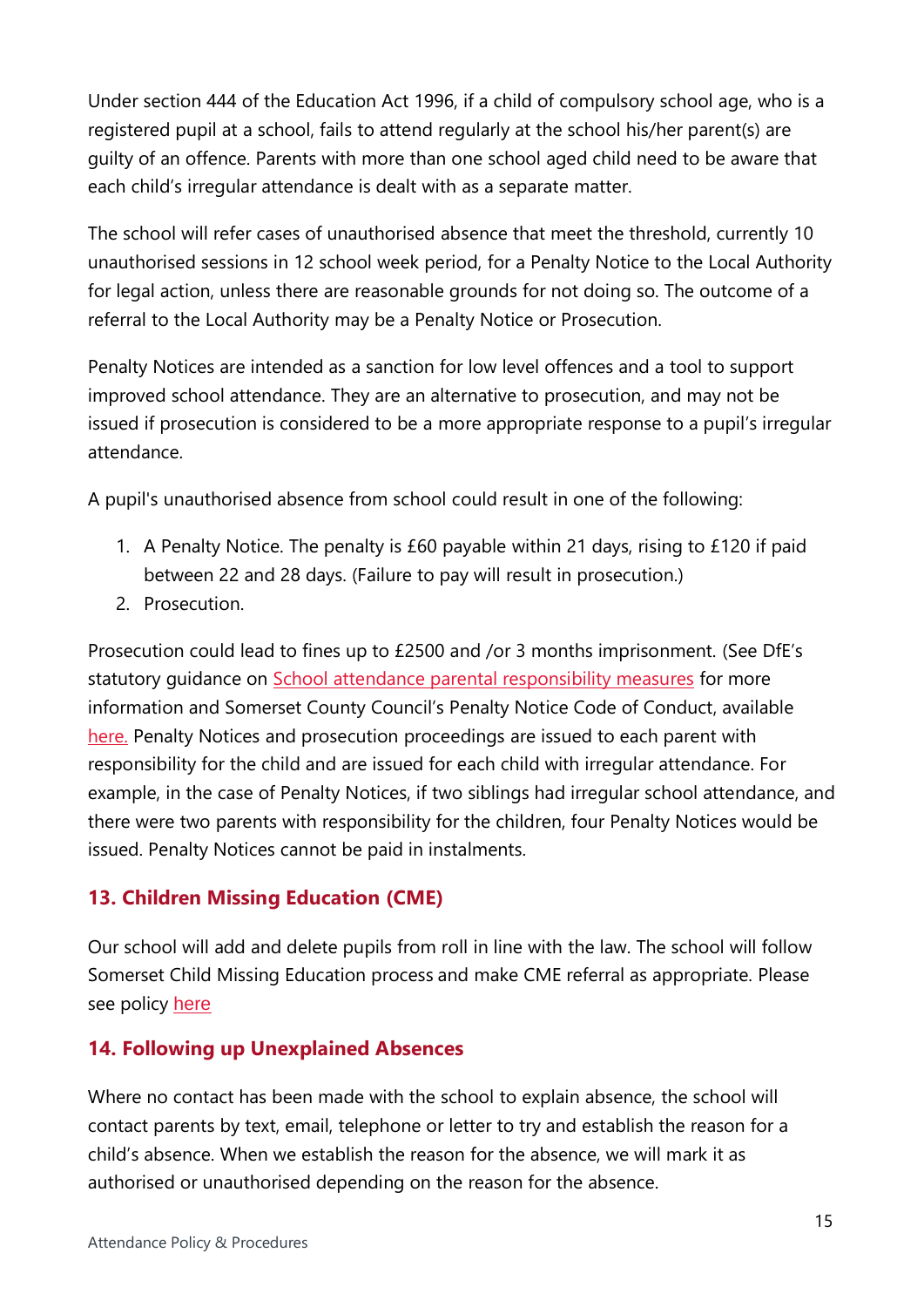Under section 444 of the Education Act 1996, if a child of compulsory school age, who is a registered pupil at a school, fails to attend regularly at the school his/her parent(s) are guilty of an offence. Parents with more than one school aged child need to be aware that each child's irregular attendance is dealt with as a separate matter.

The school will refer cases of unauthorised absence that meet the threshold, currently 10 unauthorised sessions in 12 school week period, for a Penalty Notice to the Local Authority for legal action, unless there are reasonable grounds for not doing so. The outcome of a referral to the Local Authority may be a Penalty Notice or Prosecution.

Penalty Notices are intended as a sanction for low level offences and a tool to support improved school attendance. They are an alternative to prosecution, and may not be issued if prosecution is considered to be a more appropriate response to a pupil's irregular attendance.

A pupil's unauthorised absence from school could result in one of the following:

1. A Penalty Notice. The penalty is £60 payable within 21 days, rising to £120 if paid between 22 and 28 days. (Failure to pay will result in prosecution.)
2. Prosecution.

Prosecution could lead to fines up to £2500 and /or 3 months imprisonment. (See DfE's statutory guidance on School attendance parental responsibility measures for more information and Somerset County Council's Penalty Notice Code of Conduct, available here. Penalty Notices and prosecution proceedings are issued to each parent with responsibility for the child and are issued for each child with irregular attendance. For example, in the case of Penalty Notices, if two siblings had irregular school attendance, and there were two parents with responsibility for the children, four Penalty Notices would be issued. Penalty Notices cannot be paid in instalments.

## 13. Children Missing Education (CME)

Our school will add and delete pupils from roll in line with the law. The school will follow Somerset Child Missing Education process and make CME referral as appropriate. Please see policy here

## 14. Following up Unexplained Absences

Where no contact has been made with the school to explain absence, the school will contact parents by text, email, telephone or letter to try and establish the reason for a child's absence. When we establish the reason for the absence, we will mark it as authorised or unauthorised depending on the reason for the absence.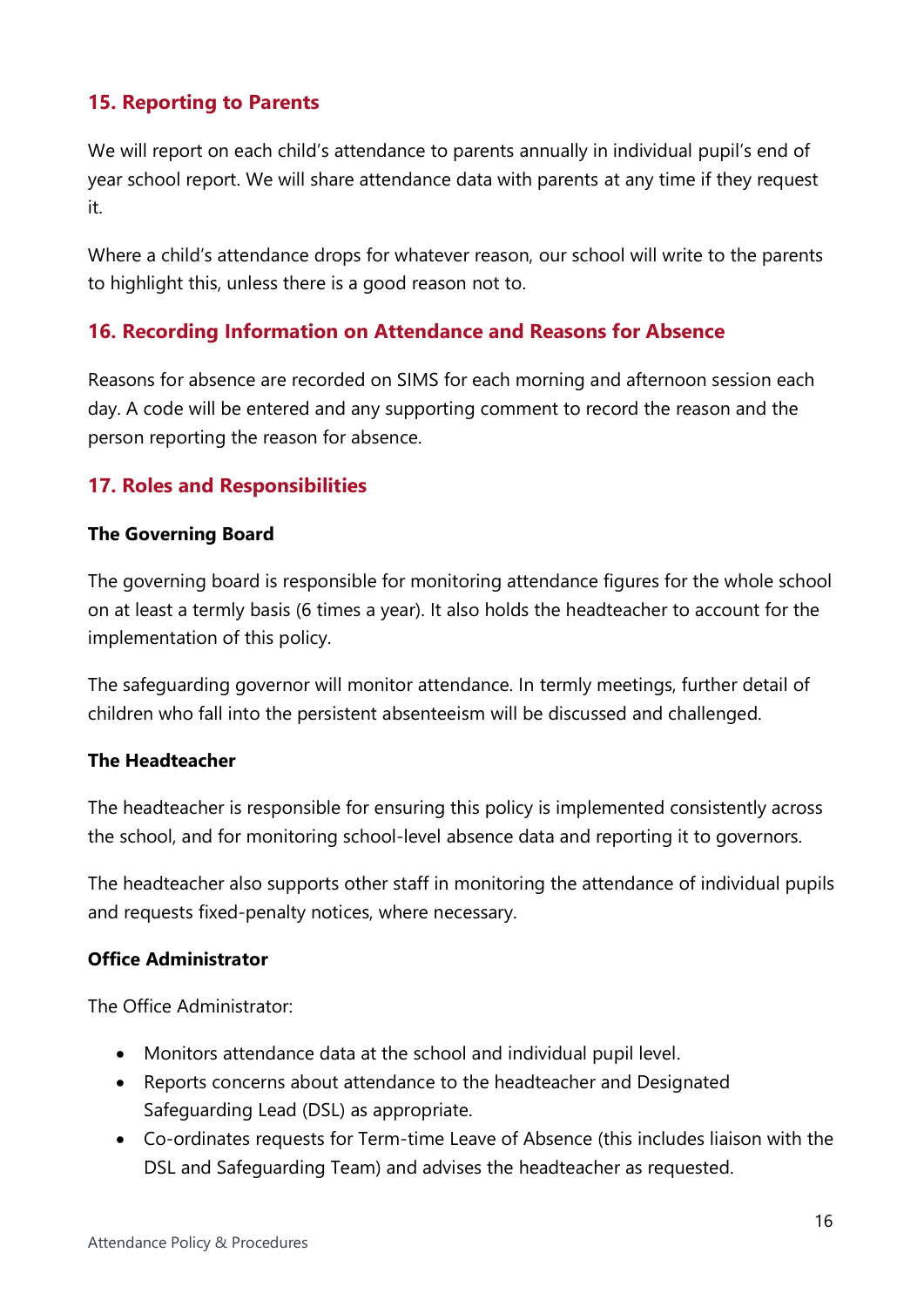## 15. Reporting to Parents

We will report on each child's attendance to parents annually in individual pupil's end of year school report. We will share attendance data with parents at any time if they request it.

Where a child's attendance drops for whatever reason, our school will write to the parents to highlight this, unless there is a good reason not to.

## 16. Recording Information on Attendance and Reasons for Absence

Reasons for absence are recorded on SIMS for each morning and afternoon session each day. A code will be entered and any supporting comment to record the reason and the person reporting the reason for absence.

## 17. Roles and Responsibilities

**The Governing Board**

The governing board is responsible for monitoring attendance figures for the whole school on at least a termly basis (6 times a year). It also holds the headteacher to account for the implementation of this policy.

The safeguarding governor will monitor attendance. In termly meetings, further detail of children who fall into the persistent absenteeism will be discussed and challenged.

**The Headteacher**

The headteacher is responsible for ensuring this policy is implemented consistently across the school, and for monitoring school-level absence data and reporting it to governors.

The headteacher also supports other staff in monitoring the attendance of individual pupils and requests fixed-penalty notices, where necessary.

**Office Administrator**

The Office Administrator:

- Monitors attendance data at the school and individual pupil level.
- Reports concerns about attendance to the headteacher and Designated Safeguarding Lead (DSL) as appropriate.
- Co-ordinates requests for Term-time Leave of Absence (this includes liaison with the DSL and Safeguarding Team) and advises the headteacher as requested.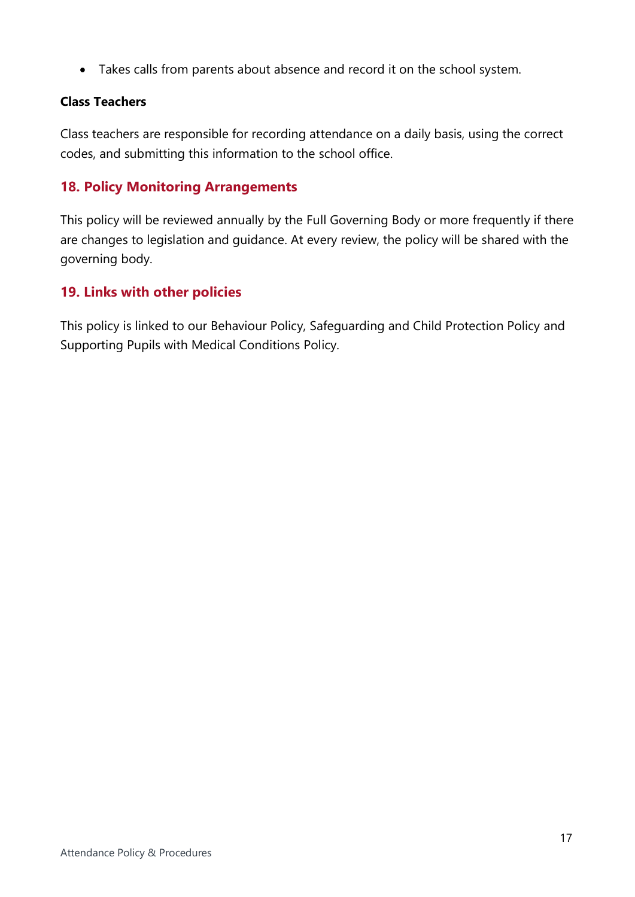- Takes calls from parents about absence and record it on the school system.

**Class Teachers**

Class teachers are responsible for recording attendance on a daily basis, using the correct codes, and submitting this information to the school office.

## 18. Policy Monitoring Arrangements

This policy will be reviewed annually by the Full Governing Body or more frequently if there are changes to legislation and guidance. At every review, the policy will be shared with the governing body.

## 19. Links with other policies

This policy is linked to our Behaviour Policy, Safeguarding and Child Protection Policy and Supporting Pupils with Medical Conditions Policy.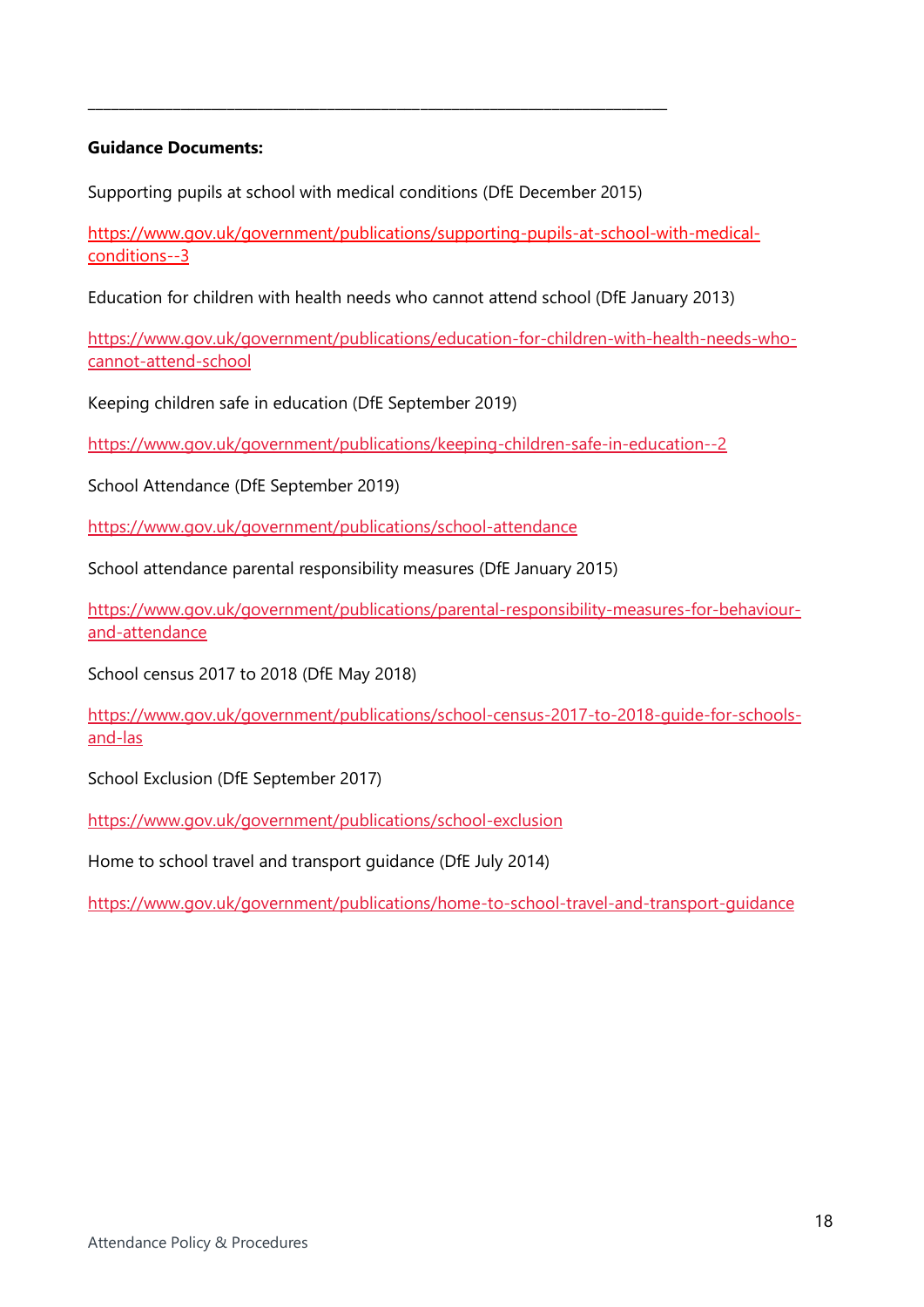---

**Guidance Documents:**

Supporting pupils at school with medical conditions (DfE December 2015)

https://www.gov.uk/government/publications/supporting-pupils-at-school-with-medical-conditions--3

Education for children with health needs who cannot attend school (DfE January 2013)

https://www.gov.uk/government/publications/education-for-children-with-health-needs-who-cannot-attend-school

Keeping children safe in education (DfE September 2019)

https://www.gov.uk/government/publications/keeping-children-safe-in-education--2

School Attendance (DfE September 2019)

https://www.gov.uk/government/publications/school-attendance

School attendance parental responsibility measures (DfE January 2015)

https://www.gov.uk/government/publications/parental-responsibility-measures-for-behaviour-and-attendance

School census 2017 to 2018 (DfE May 2018)

https://www.gov.uk/government/publications/school-census-2017-to-2018-guide-for-schools-and-las

School Exclusion (DfE September 2017)

https://www.gov.uk/government/publications/school-exclusion

Home to school travel and transport guidance (DfE July 2014)

https://www.gov.uk/government/publications/home-to-school-travel-and-transport-guidance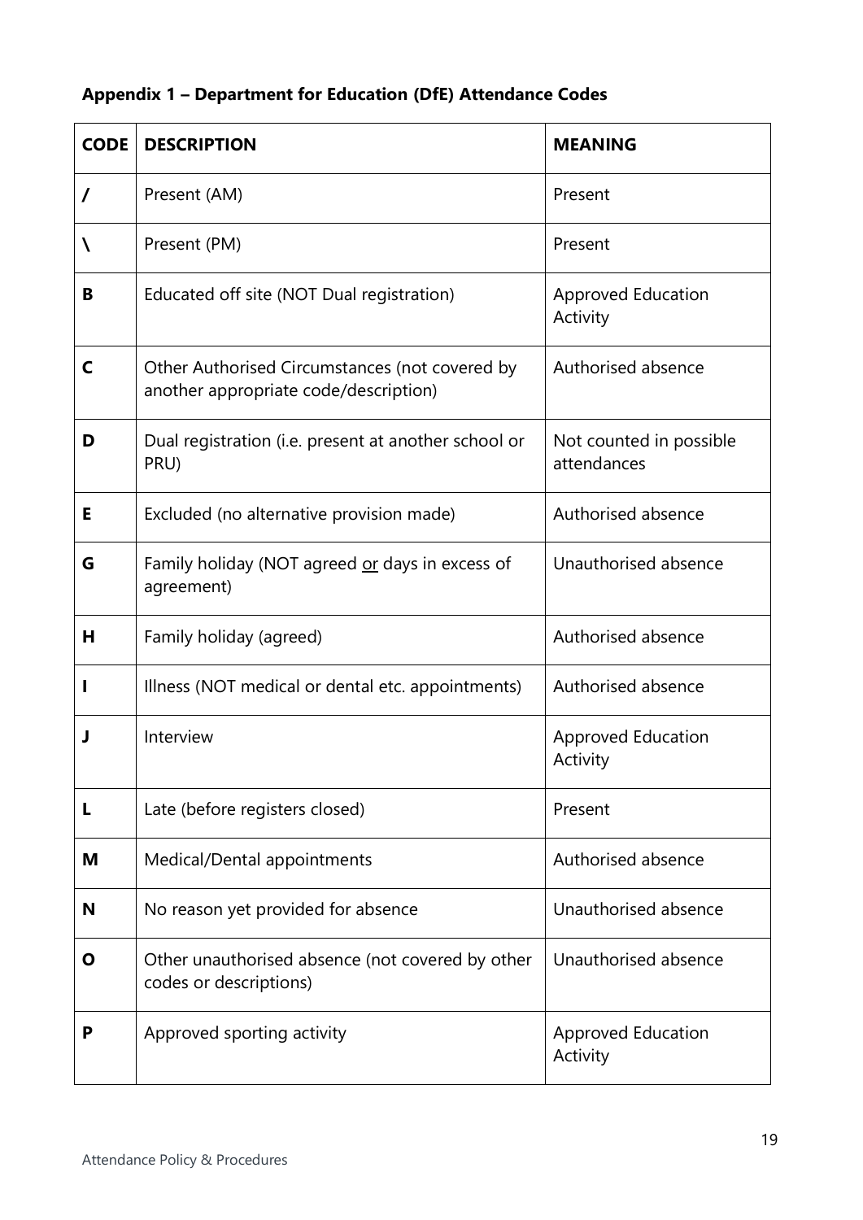**Appendix 1 – Department for Education (DfE) Attendance Codes**

| **CODE** | **DESCRIPTION** | **MEANING** |
|---|---|---|
| **/** | Present (AM) | Present |
| **\\** | Present (PM) | Present |
| **B** | Educated off site (NOT Dual registration) | Approved Education Activity |
| **C** | Other Authorised Circumstances (not covered by another appropriate code/description) | Authorised absence |
| **D** | Dual registration (i.e. present at another school or PRU) | Not counted in possible attendances |
| **E** | Excluded (no alternative provision made) | Authorised absence |
| **G** | Family holiday (NOT agreed <u>or</u> days in excess of agreement) | Unauthorised absence |
| **H** | Family holiday (agreed) | Authorised absence |
| **I** | Illness (NOT medical or dental etc. appointments) | Authorised absence |
| **J** | Interview | Approved Education Activity |
| **L** | Late (before registers closed) | Present |
| **M** | Medical/Dental appointments | Authorised absence |
| **N** | No reason yet provided for absence | Unauthorised absence |
| **O** | Other unauthorised absence (not covered by other codes or descriptions) | Unauthorised absence |
| **P** | Approved sporting activity | Approved Education Activity |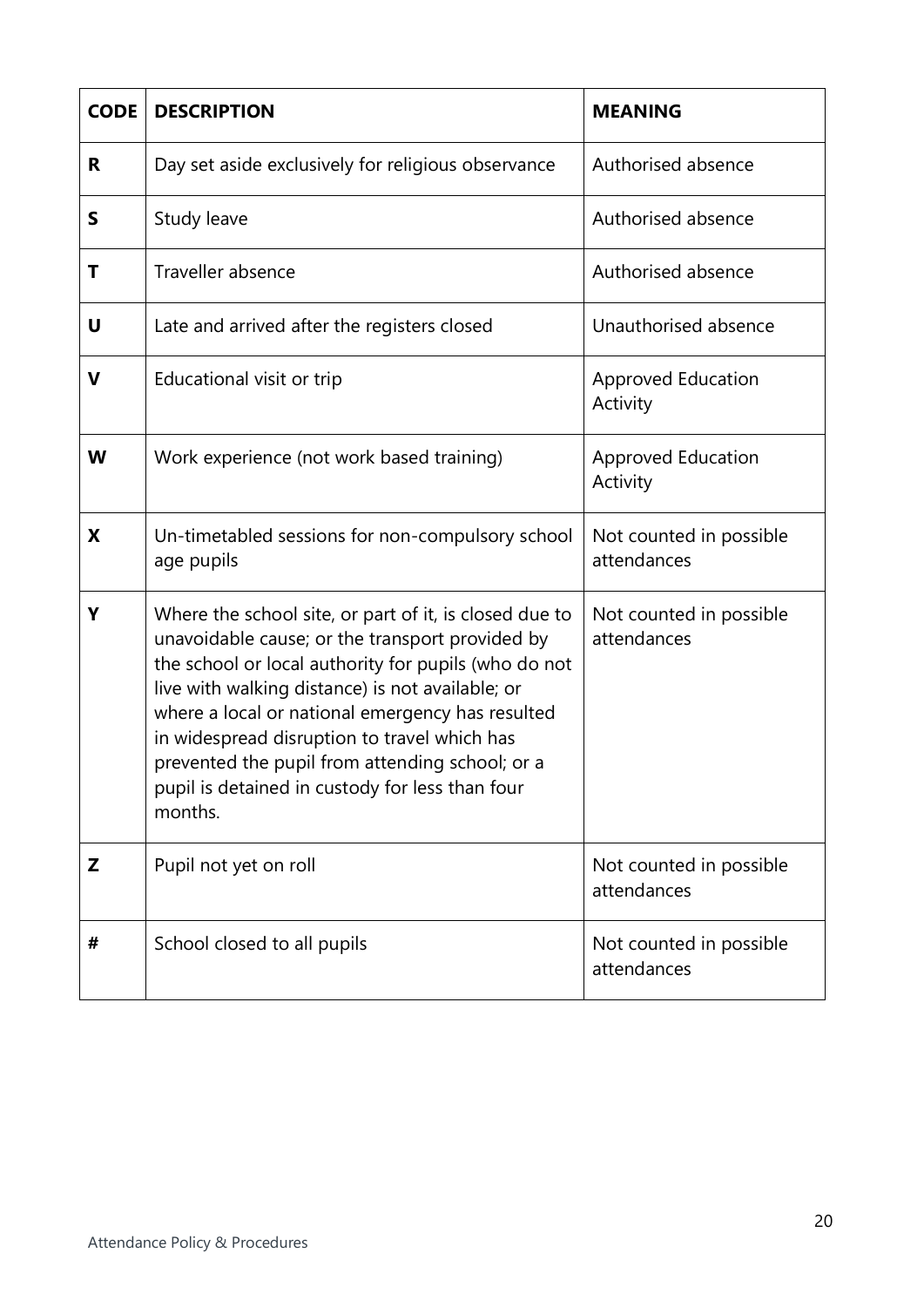| CODE | DESCRIPTION | MEANING |
|---|---|---|
| **R** | Day set aside exclusively for religious observance | Authorised absence |
| **S** | Study leave | Authorised absence |
| **T** | Traveller absence | Authorised absence |
| **U** | Late and arrived after the registers closed | Unauthorised absence |
| **V** | Educational visit or trip | Approved Education Activity |
| **W** | Work experience (not work based training) | Approved Education Activity |
| **X** | Un-timetabled sessions for non-compulsory school age pupils | Not counted in possible attendances |
| **Y** | Where the school site, or part of it, is closed due to unavoidable cause; or the transport provided by the school or local authority for pupils (who do not live with walking distance) is not available; or where a local or national emergency has resulted in widespread disruption to travel which has prevented the pupil from attending school; or a pupil is detained in custody for less than four months. | Not counted in possible attendances |
| **Z** | Pupil not yet on roll | Not counted in possible attendances |
| **#** | School closed to all pupils | Not counted in possible attendances |